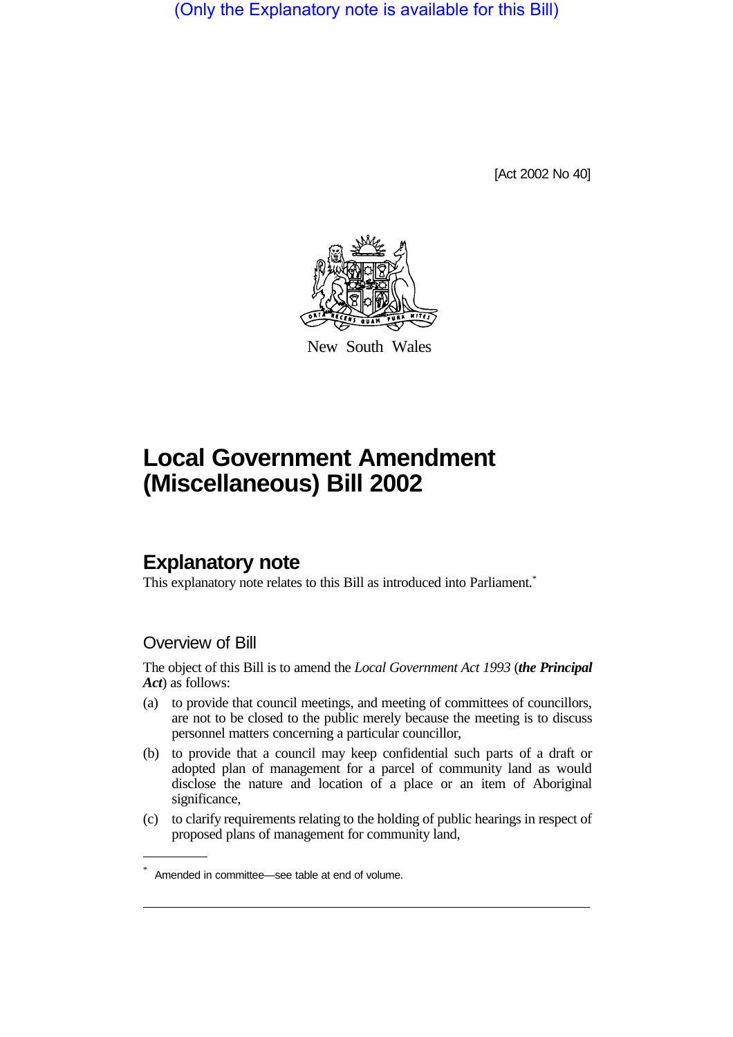(Only the Explanatory note is available for this Bill)

[Act 2002 No 40]

New South Wales

# Local Government Amendment (Miscellaneous) Bill 2002

## Explanatory note

This explanatory note relates to this Bill as introduced into Parliament.*

### Overview of Bill

The object of this Bill is to amend the *Local Government Act 1993* (***the Principal Act***) as follows:

(a) to provide that council meetings, and meeting of committees of councillors, are not to be closed to the public merely because the meeting is to discuss personnel matters concerning a particular councillor,

(b) to provide that a council may keep confidential such parts of a draft or adopted plan of management for a parcel of community land as would disclose the nature and location of a place or an item of Aboriginal significance,

(c) to clarify requirements relating to the holding of public hearings in respect of proposed plans of management for community land,

* Amended in committee—see table at end of volume.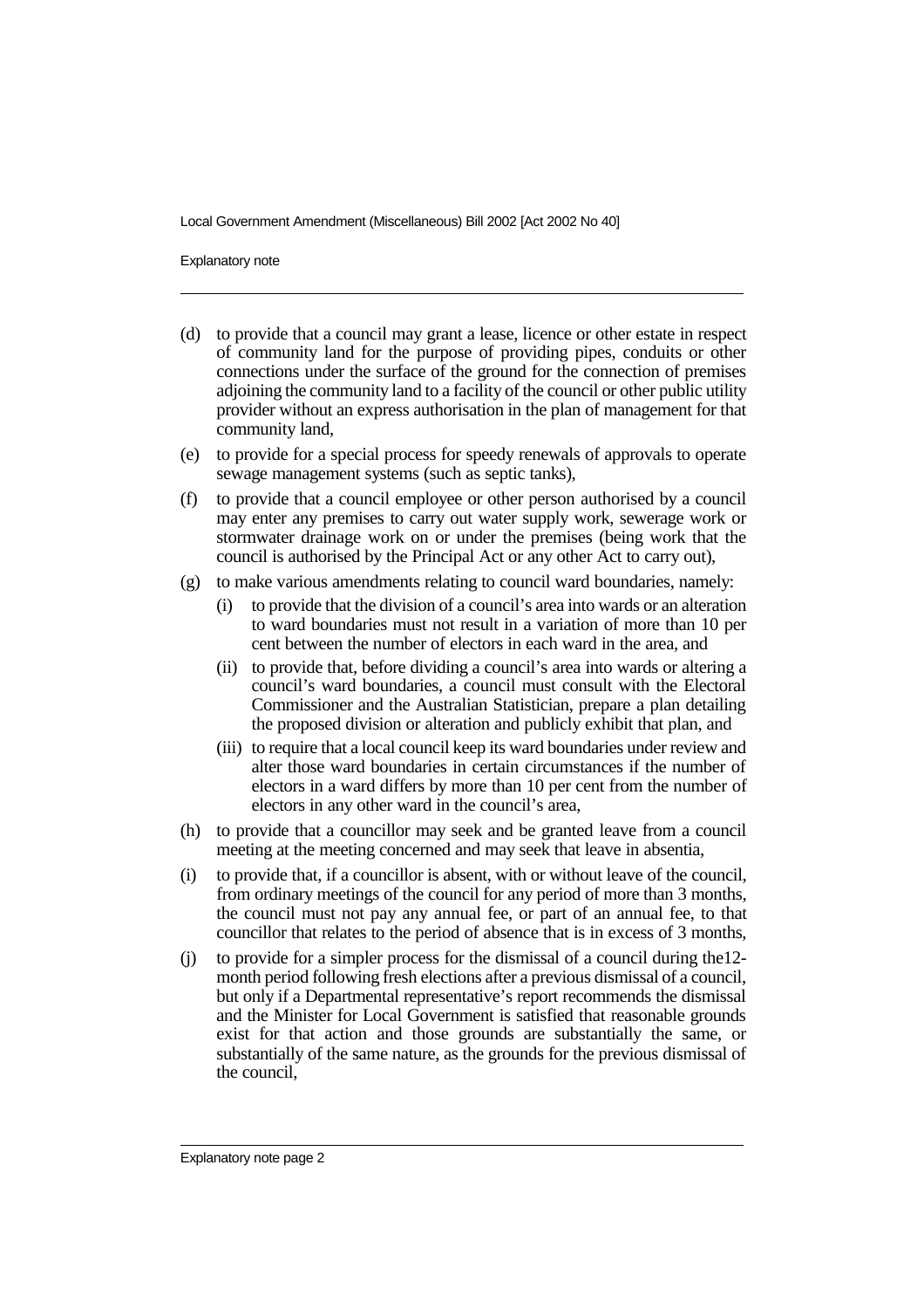(d) to provide that a council may grant a lease, licence or other estate in respect of community land for the purpose of providing pipes, conduits or other connections under the surface of the ground for the connection of premises adjoining the community land to a facility of the council or other public utility provider without an express authorisation in the plan of management for that community land,

(e) to provide for a special process for speedy renewals of approvals to operate sewage management systems (such as septic tanks),

(f) to provide that a council employee or other person authorised by a council may enter any premises to carry out water supply work, sewerage work or stormwater drainage work on or under the premises (being work that the council is authorised by the Principal Act or any other Act to carry out),

(g) to make various amendments relating to council ward boundaries, namely:

   (i) to provide that the division of a council's area into wards or an alteration to ward boundaries must not result in a variation of more than 10 per cent between the number of electors in each ward in the area, and

   (ii) to provide that, before dividing a council's area into wards or altering a council's ward boundaries, a council must consult with the Electoral Commissioner and the Australian Statistician, prepare a plan detailing the proposed division or alteration and publicly exhibit that plan, and

   (iii) to require that a local council keep its ward boundaries under review and alter those ward boundaries in certain circumstances if the number of electors in a ward differs by more than 10 per cent from the number of electors in any other ward in the council's area,

(h) to provide that a councillor may seek and be granted leave from a council meeting at the meeting concerned and may seek that leave in absentia,

(i) to provide that, if a councillor is absent, with or without leave of the council, from ordinary meetings of the council for any period of more than 3 months, the council must not pay any annual fee, or part of an annual fee, to that councillor that relates to the period of absence that is in excess of 3 months,

(j) to provide for a simpler process for the dismissal of a council during the12-month period following fresh elections after a previous dismissal of a council, but only if a Departmental representative's report recommends the dismissal and the Minister for Local Government is satisfied that reasonable grounds exist for that action and those grounds are substantially the same, or substantially of the same nature, as the grounds for the previous dismissal of the council,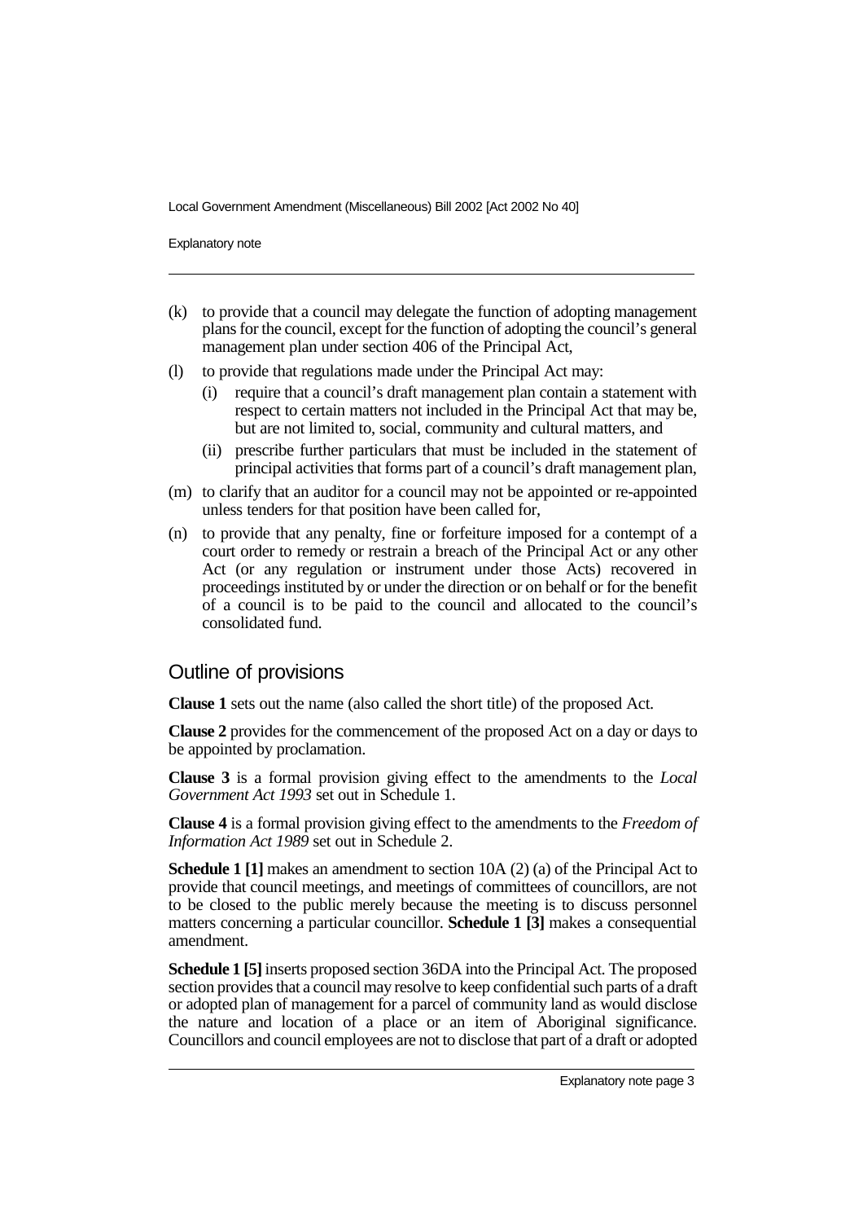(k) to provide that a council may delegate the function of adopting management plans for the council, except for the function of adopting the council's general management plan under section 406 of the Principal Act,

(l) to provide that regulations made under the Principal Act may:

   (i) require that a council's draft management plan contain a statement with respect to certain matters not included in the Principal Act that may be, but are not limited to, social, community and cultural matters, and

   (ii) prescribe further particulars that must be included in the statement of principal activities that forms part of a council's draft management plan,

(m) to clarify that an auditor for a council may not be appointed or re-appointed unless tenders for that position have been called for,

(n) to provide that any penalty, fine or forfeiture imposed for a contempt of a court order to remedy or restrain a breach of the Principal Act or any other Act (or any regulation or instrument under those Acts) recovered in proceedings instituted by or under the direction or on behalf or for the benefit of a council is to be paid to the council and allocated to the council's consolidated fund.

## Outline of provisions

**Clause 1** sets out the name (also called the short title) of the proposed Act.

**Clause 2** provides for the commencement of the proposed Act on a day or days to be appointed by proclamation.

**Clause 3** is a formal provision giving effect to the amendments to the *Local Government Act 1993* set out in Schedule 1.

**Clause 4** is a formal provision giving effect to the amendments to the *Freedom of Information Act 1989* set out in Schedule 2.

**Schedule 1 [1]** makes an amendment to section 10A (2) (a) of the Principal Act to provide that council meetings, and meetings of committees of councillors, are not to be closed to the public merely because the meeting is to discuss personnel matters concerning a particular councillor. **Schedule 1 [3]** makes a consequential amendment.

**Schedule 1 [5]** inserts proposed section 36DA into the Principal Act. The proposed section provides that a council may resolve to keep confidential such parts of a draft or adopted plan of management for a parcel of community land as would disclose the nature and location of a place or an item of Aboriginal significance. Councillors and council employees are not to disclose that part of a draft or adopted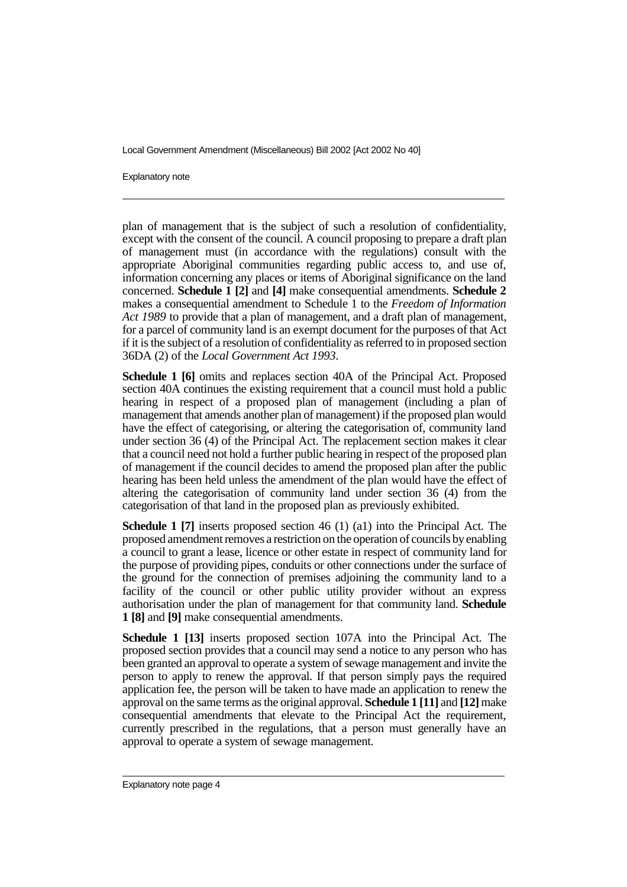plan of management that is the subject of such a resolution of confidentiality, except with the consent of the council. A council proposing to prepare a draft plan of management must (in accordance with the regulations) consult with the appropriate Aboriginal communities regarding public access to, and use of, information concerning any places or items of Aboriginal significance on the land concerned. **Schedule 1 [2]** and **[4]** make consequential amendments. **Schedule 2** makes a consequential amendment to Schedule 1 to the *Freedom of Information Act 1989* to provide that a plan of management, and a draft plan of management, for a parcel of community land is an exempt document for the purposes of that Act if it is the subject of a resolution of confidentiality as referred to in proposed section 36DA (2) of the *Local Government Act 1993*.

**Schedule 1 [6]** omits and replaces section 40A of the Principal Act. Proposed section 40A continues the existing requirement that a council must hold a public hearing in respect of a proposed plan of management (including a plan of management that amends another plan of management) if the proposed plan would have the effect of categorising, or altering the categorisation of, community land under section 36 (4) of the Principal Act. The replacement section makes it clear that a council need not hold a further public hearing in respect of the proposed plan of management if the council decides to amend the proposed plan after the public hearing has been held unless the amendment of the plan would have the effect of altering the categorisation of community land under section 36 (4) from the categorisation of that land in the proposed plan as previously exhibited.

**Schedule 1 [7]** inserts proposed section 46 (1) (a1) into the Principal Act. The proposed amendment removes a restriction on the operation of councils by enabling a council to grant a lease, licence or other estate in respect of community land for the purpose of providing pipes, conduits or other connections under the surface of the ground for the connection of premises adjoining the community land to a facility of the council or other public utility provider without an express authorisation under the plan of management for that community land. **Schedule 1 [8]** and **[9]** make consequential amendments.

**Schedule 1 [13]** inserts proposed section 107A into the Principal Act. The proposed section provides that a council may send a notice to any person who has been granted an approval to operate a system of sewage management and invite the person to apply to renew the approval. If that person simply pays the required application fee, the person will be taken to have made an application to renew the approval on the same terms as the original approval. **Schedule 1 [11]** and **[12]** make consequential amendments that elevate to the Principal Act the requirement, currently prescribed in the regulations, that a person must generally have an approval to operate a system of sewage management.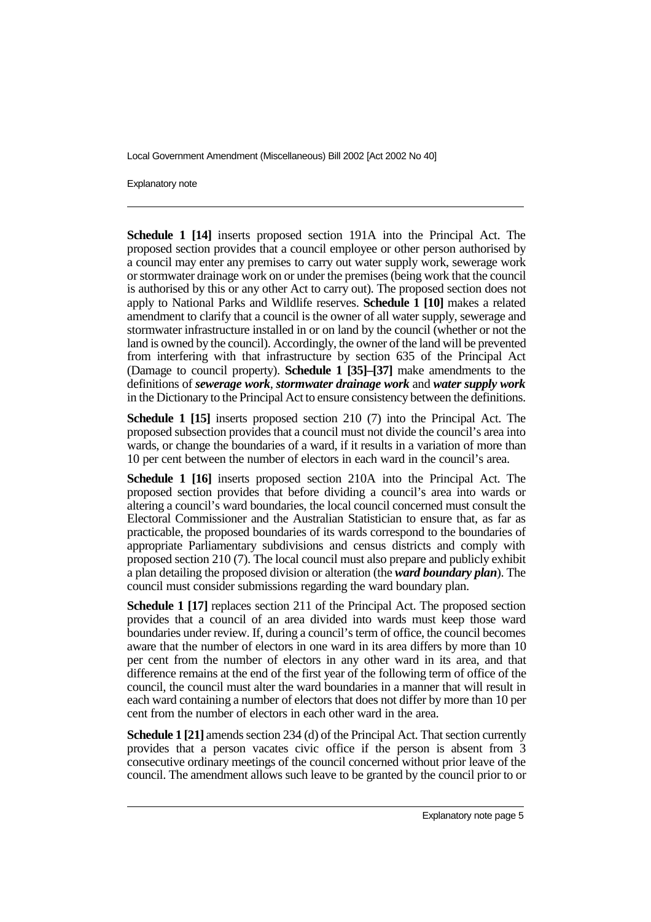**Schedule 1 [14]** inserts proposed section 191A into the Principal Act. The proposed section provides that a council employee or other person authorised by a council may enter any premises to carry out water supply work, sewerage work or stormwater drainage work on or under the premises (being work that the council is authorised by this or any other Act to carry out). The proposed section does not apply to National Parks and Wildlife reserves. **Schedule 1 [10]** makes a related amendment to clarify that a council is the owner of all water supply, sewerage and stormwater infrastructure installed in or on land by the council (whether or not the land is owned by the council). Accordingly, the owner of the land will be prevented from interfering with that infrastructure by section 635 of the Principal Act (Damage to council property). **Schedule 1 [35]–[37]** make amendments to the definitions of ***sewerage work***, ***stormwater drainage work*** and ***water supply work*** in the Dictionary to the Principal Act to ensure consistency between the definitions.

**Schedule 1 [15]** inserts proposed section 210 (7) into the Principal Act. The proposed subsection provides that a council must not divide the council's area into wards, or change the boundaries of a ward, if it results in a variation of more than 10 per cent between the number of electors in each ward in the council's area.

**Schedule 1 [16]** inserts proposed section 210A into the Principal Act. The proposed section provides that before dividing a council's area into wards or altering a council's ward boundaries, the local council concerned must consult the Electoral Commissioner and the Australian Statistician to ensure that, as far as practicable, the proposed boundaries of its wards correspond to the boundaries of appropriate Parliamentary subdivisions and census districts and comply with proposed section 210 (7). The local council must also prepare and publicly exhibit a plan detailing the proposed division or alteration (the ***ward boundary plan***). The council must consider submissions regarding the ward boundary plan.

**Schedule 1 [17]** replaces section 211 of the Principal Act. The proposed section provides that a council of an area divided into wards must keep those ward boundaries under review. If, during a council's term of office, the council becomes aware that the number of electors in one ward in its area differs by more than 10 per cent from the number of electors in any other ward in its area, and that difference remains at the end of the first year of the following term of office of the council, the council must alter the ward boundaries in a manner that will result in each ward containing a number of electors that does not differ by more than 10 per cent from the number of electors in each other ward in the area.

**Schedule 1 [21]** amends section 234 (d) of the Principal Act. That section currently provides that a person vacates civic office if the person is absent from 3 consecutive ordinary meetings of the council concerned without prior leave of the council. The amendment allows such leave to be granted by the council prior to or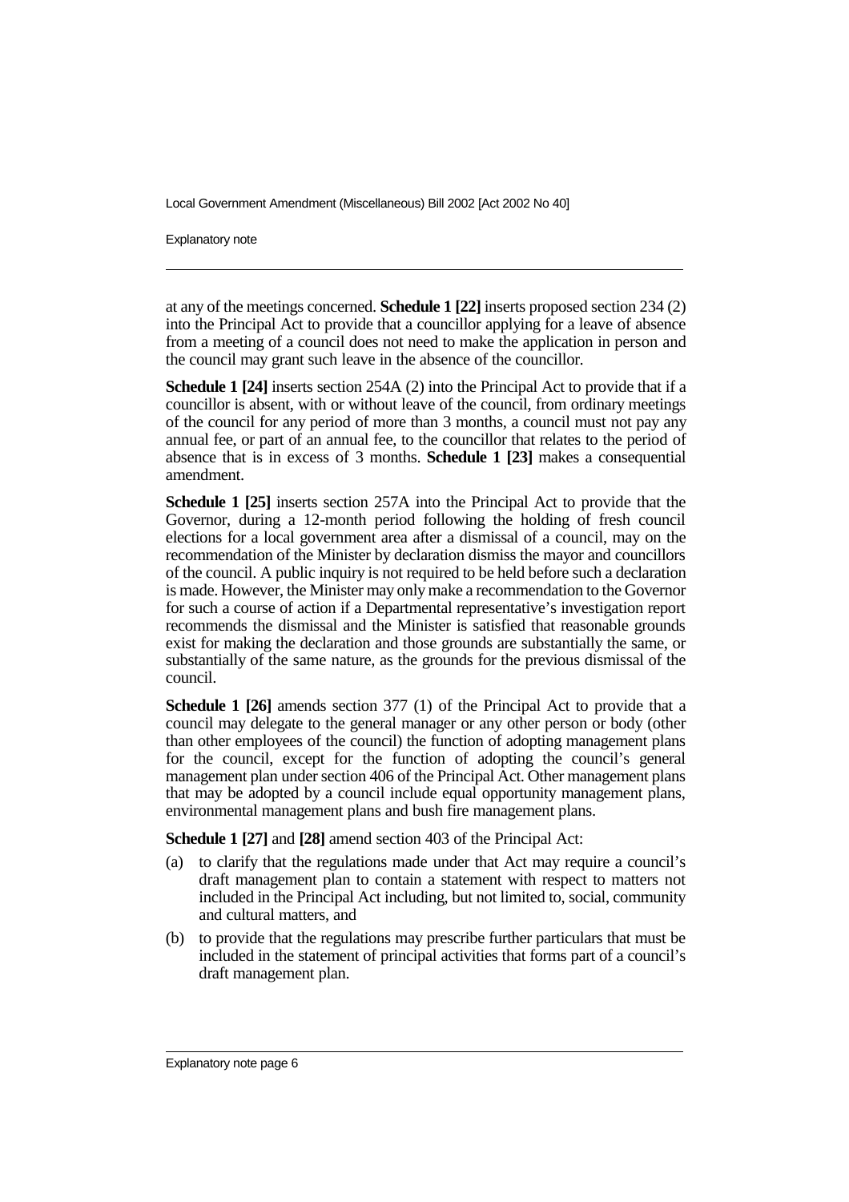at any of the meetings concerned. **Schedule 1 [22]** inserts proposed section 234 (2) into the Principal Act to provide that a councillor applying for a leave of absence from a meeting of a council does not need to make the application in person and the council may grant such leave in the absence of the councillor.

**Schedule 1 [24]** inserts section 254A (2) into the Principal Act to provide that if a councillor is absent, with or without leave of the council, from ordinary meetings of the council for any period of more than 3 months, a council must not pay any annual fee, or part of an annual fee, to the councillor that relates to the period of absence that is in excess of 3 months. **Schedule 1 [23]** makes a consequential amendment.

**Schedule 1 [25]** inserts section 257A into the Principal Act to provide that the Governor, during a 12-month period following the holding of fresh council elections for a local government area after a dismissal of a council, may on the recommendation of the Minister by declaration dismiss the mayor and councillors of the council. A public inquiry is not required to be held before such a declaration is made. However, the Minister may only make a recommendation to the Governor for such a course of action if a Departmental representative's investigation report recommends the dismissal and the Minister is satisfied that reasonable grounds exist for making the declaration and those grounds are substantially the same, or substantially of the same nature, as the grounds for the previous dismissal of the council.

**Schedule 1 [26]** amends section 377 (1) of the Principal Act to provide that a council may delegate to the general manager or any other person or body (other than other employees of the council) the function of adopting management plans for the council, except for the function of adopting the council's general management plan under section 406 of the Principal Act. Other management plans that may be adopted by a council include equal opportunity management plans, environmental management plans and bush fire management plans.

**Schedule 1 [27]** and **[28]** amend section 403 of the Principal Act:

(a) to clarify that the regulations made under that Act may require a council's draft management plan to contain a statement with respect to matters not included in the Principal Act including, but not limited to, social, community and cultural matters, and

(b) to provide that the regulations may prescribe further particulars that must be included in the statement of principal activities that forms part of a council's draft management plan.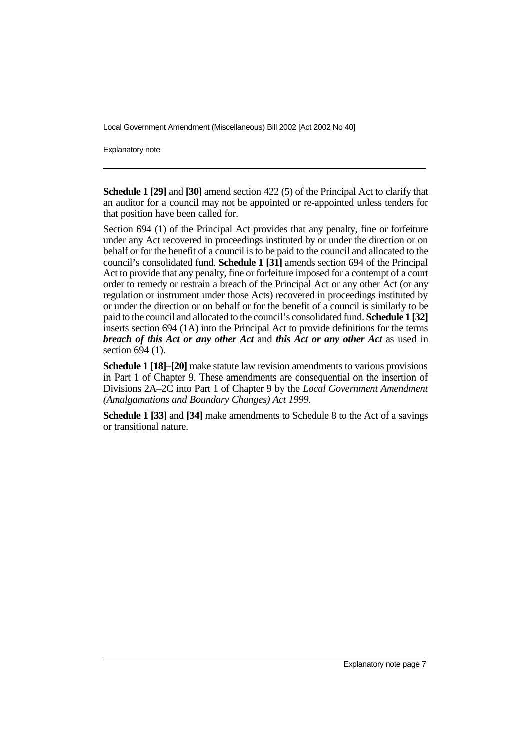**Schedule 1 [29]** and **[30]** amend section 422 (5) of the Principal Act to clarify that an auditor for a council may not be appointed or re-appointed unless tenders for that position have been called for.

Section 694 (1) of the Principal Act provides that any penalty, fine or forfeiture under any Act recovered in proceedings instituted by or under the direction or on behalf or for the benefit of a council is to be paid to the council and allocated to the council's consolidated fund. **Schedule 1 [31]** amends section 694 of the Principal Act to provide that any penalty, fine or forfeiture imposed for a contempt of a court order to remedy or restrain a breach of the Principal Act or any other Act (or any regulation or instrument under those Acts) recovered in proceedings instituted by or under the direction or on behalf or for the benefit of a council is similarly to be paid to the council and allocated to the council's consolidated fund. **Schedule 1 [32]** inserts section 694 (1A) into the Principal Act to provide definitions for the terms ***breach of this Act or any other Act*** and ***this Act or any other Act*** as used in section 694 (1).

**Schedule 1 [18]–[20]** make statute law revision amendments to various provisions in Part 1 of Chapter 9. These amendments are consequential on the insertion of Divisions 2A–2C into Part 1 of Chapter 9 by the *Local Government Amendment (Amalgamations and Boundary Changes) Act 1999*.

**Schedule 1 [33]** and **[34]** make amendments to Schedule 8 to the Act of a savings or transitional nature.